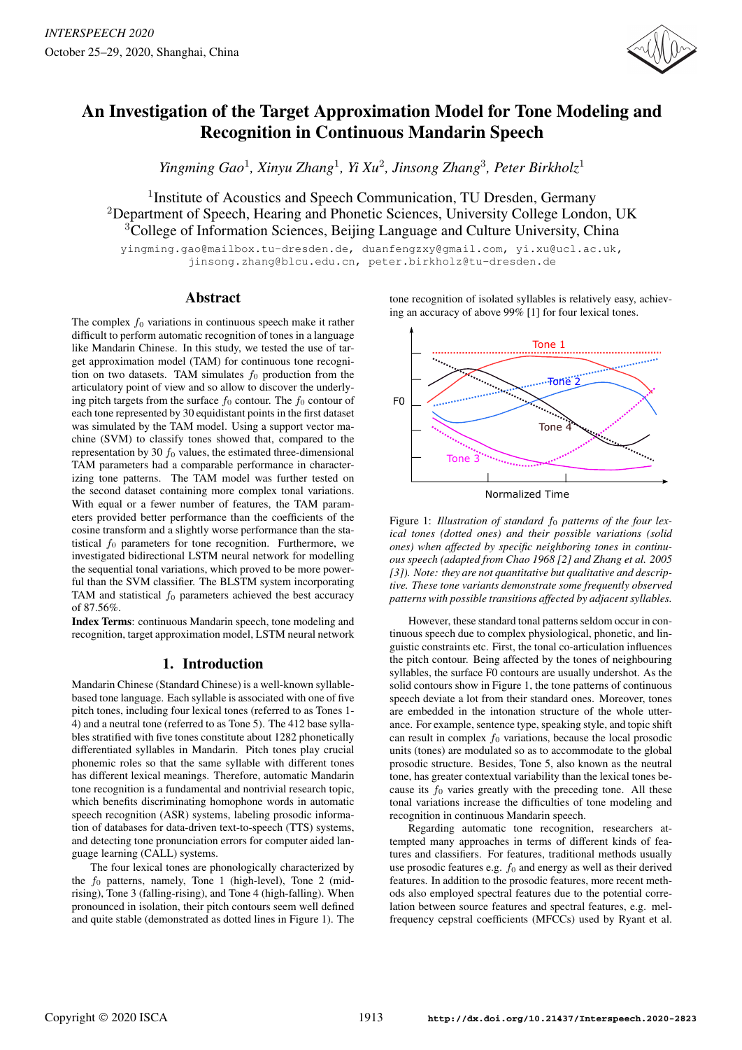# An Investigation of the Target Approximation Model for Tone Modeling and Recognition in Continuous Mandarin Speech

*Yingming Gao*[1], *Xinyu Zhang*[1], *Yi Xu*[2], *Jinsong Zhang*[3], *Peter Birkholz*[1]

[1]Institute of Acoustics and Speech Communication, TU Dresden, Germany
[2]Department of Speech, Hearing and Phonetic Sciences, University College London, UK
[3]College of Information Sciences, Beijing Language and Culture University, China

yingming.gao@mailbox.tu-dresden.de, duanfengzxy@gmail.com, yi.xu@ucl.ac.uk, jinsong.zhang@blcu.edu.cn, peter.birkholz@tu-dresden.de

## Abstract

The complex $f_0$ variations in continuous speech make it rather difficult to perform automatic recognition of tones in a language like Mandarin Chinese. In this study, we tested the use of target approximation model (TAM) for continuous tone recognition on two datasets. TAM simulates $f_0$ production from the articulatory point of view and so allow to discover the underlying pitch targets from the surface $f_0$ contour. The $f_0$ contour of each tone represented by 30 equidistant points in the first dataset was simulated by the TAM model. Using a support vector machine (SVM) to classify tones showed that, compared to the representation by 30 $f_0$ values, the estimated three-dimensional TAM parameters had a comparable performance in characterizing tone patterns. The TAM model was further tested on the second dataset containing more complex tonal variations. With equal or a fewer number of features, the TAM parameters provided better performance than the coefficients of the cosine transform and a slightly worse performance than the statistical $f_0$ parameters for tone recognition. Furthermore, we investigated bidirectional LSTM neural network for modelling the sequential tonal variations, which proved to be more powerful than the SVM classifier. The BLSTM system incorporating TAM and statistical $f_0$ parameters achieved the best accuracy of 87.56%.

**Index Terms**: continuous Mandarin speech, tone modeling and recognition, target approximation model, LSTM neural network

## 1. Introduction

Mandarin Chinese (Standard Chinese) is a well-known syllable-based tone language. Each syllable is associated with one of five pitch tones, including four lexical tones (referred to as Tones 1-4) and a neutral tone (referred to as Tone 5). The 412 base syllables stratified with five tones constitute about 1282 phonetically differentiated syllables in Mandarin. Pitch tones play crucial phonemic roles so that the same syllable with different tones has different lexical meanings. Therefore, automatic Mandarin tone recognition is a fundamental and nontrivial research topic, which benefits discriminating homophone words in automatic speech recognition (ASR) systems, labeling prosodic information of databases for data-driven text-to-speech (TTS) systems, and detecting tone pronunciation errors for computer aided language learning (CALL) systems.

The four lexical tones are phonologically characterized by the $f_0$ patterns, namely, Tone 1 (high-level), Tone 2 (mid-rising), Tone 3 (falling-rising), and Tone 4 (high-falling). When pronounced in isolation, their pitch contours seem well defined and quite stable (demonstrated as dotted lines in Figure 1). The tone recognition of isolated syllables is relatively easy, achieving an accuracy of above 99% [1] for four lexical tones.

Figure 1: *Illustration of standard $f_0$ patterns of the four lexical tones (dotted ones) and their possible variations (solid ones) when affected by specific neighboring tones in continuous speech (adapted from Chao 1968 [2] and Zhang et al. 2005 [3]). Note: they are not quantitative but qualitative and descriptive. These tone variants demonstrate some frequently observed patterns with possible transitions affected by adjacent syllables.*

However, these standard tonal patterns seldom occur in continuous speech due to complex physiological, phonetic, and linguistic constraints etc. First, the tonal co-articulation influences the pitch contour. Being affected by the tones of neighbouring syllables, the surface F0 contours are usually undershot. As the solid contours show in Figure 1, the tone patterns of continuous speech deviate a lot from their standard ones. Moreover, tones are embedded in the intonation structure of the whole utterance. For example, sentence type, speaking style, and topic shift can result in complex $f_0$ variations, because the local prosodic units (tones) are modulated so as to accommodate to the global prosodic structure. Besides, Tone 5, also known as the neutral tone, has greater contextual variability than the lexical tones because its $f_0$ varies greatly with the preceding tone. All these tonal variations increase the difficulties of tone modeling and recognition in continuous Mandarin speech.

Regarding automatic tone recognition, researchers attempted many approaches in terms of different kinds of features and classifiers. For features, traditional methods usually use prosodic features e.g. $f_0$ and energy as well as their derived features. In addition to the prosodic features, more recent methods also employed spectral features due to the potential correlation between source features and spectral features, e.g. mel-frequency cepstral coefficients (MFCCs) used by Ryant et al.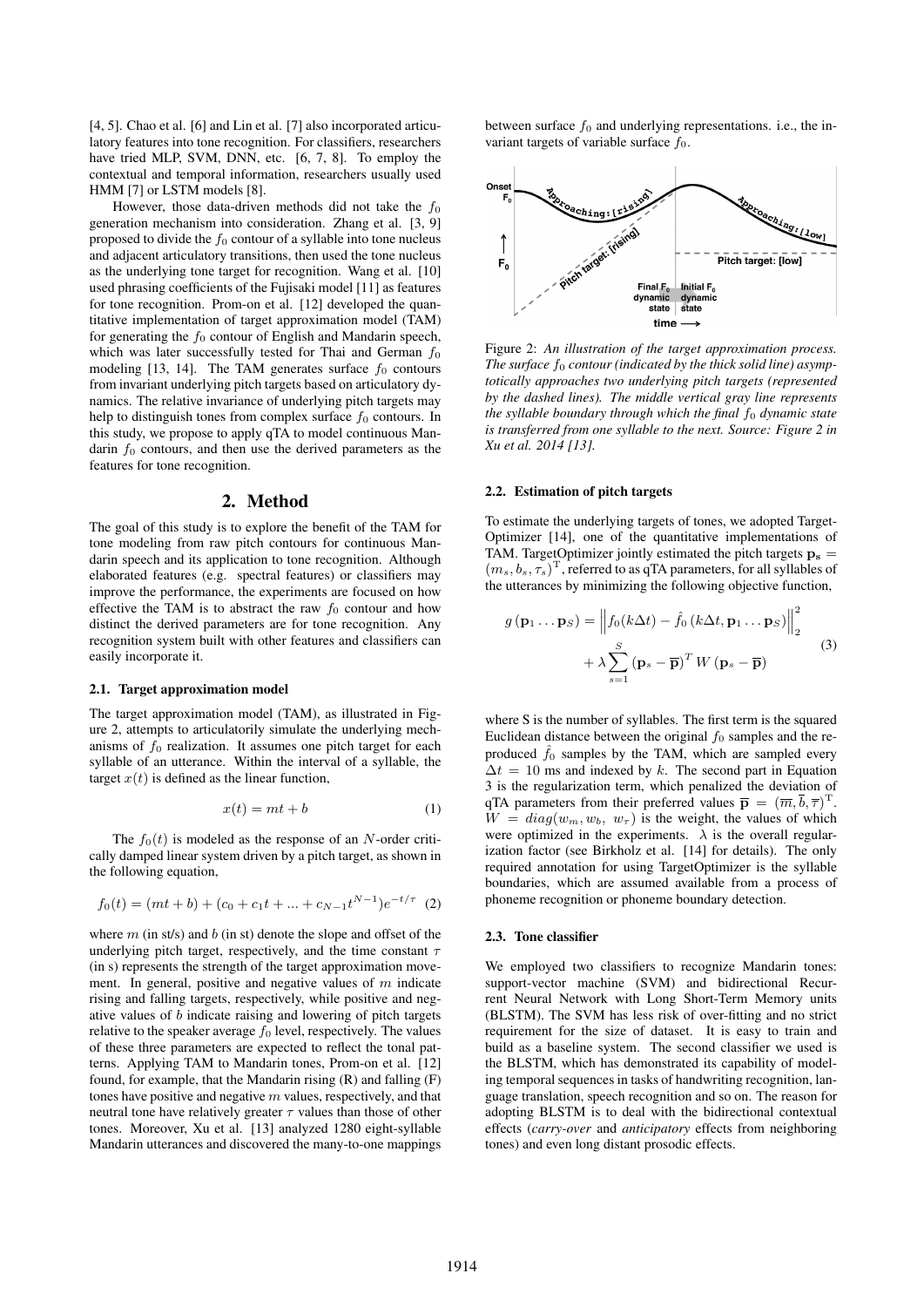[4, 5]. Chao et al. [6] and Lin et al. [7] also incorporated articulatory features into tone recognition. For classifiers, researchers have tried MLP, SVM, DNN, etc. [6, 7, 8]. To employ the contextual and temporal information, researchers usually used HMM [7] or LSTM models [8].

However, those data-driven methods did not take the $f_0$ generation mechanism into consideration. Zhang et al. [3, 9] proposed to divide the $f_0$ contour of a syllable into tone nucleus and adjacent articulatory transitions, then used the tone nucleus as the underlying tone target for recognition. Wang et al. [10] used phrasing coefficients of the Fujisaki model [11] as features for tone recognition. Prom-on et al. [12] developed the quantitative implementation of target approximation model (TAM) for generating the $f_0$ contour of English and Mandarin speech, which was later successfully tested for Thai and German $f_0$ modeling [13, 14]. The TAM generates surface $f_0$ contours from invariant underlying pitch targets based on articulatory dynamics. The relative invariance of underlying pitch targets may help to distinguish tones from complex surface $f_0$ contours. In this study, we propose to apply qTA to model continuous Mandarin $f_0$ contours, and then use the derived parameters as the features for tone recognition.

# 2. Method

The goal of this study is to explore the benefit of the TAM for tone modeling from raw pitch contours for continuous Mandarin speech and its application to tone recognition. Although elaborated features (e.g. spectral features) or classifiers may improve the performance, the experiments are focused on how effective the TAM is to abstract the raw $f_0$ contour and how distinct the derived parameters are for tone recognition. Any recognition system built with other features and classifiers can easily incorporate it.

## 2.1. Target approximation model

The target approximation model (TAM), as illustrated in Figure 2, attempts to articulatorily simulate the underlying mechanisms of $f_0$ realization. It assumes one pitch target for each syllable of an utterance. Within the interval of a syllable, the target $x(t)$ is defined as the linear function,

$$x(t) = mt + b \tag{1}$$

The $f_0(t)$ is modeled as the response of an $N$-order critically damped linear system driven by a pitch target, as shown in the following equation,

$$f_0(t) = (mt + b) + (c_0 + c_1 t + ... + c_{N-1} t^{N-1})e^{-t/\tau} \tag{2}$$

where $m$ (in st/s) and $b$ (in st) denote the slope and offset of the underlying pitch target, respectively, and the time constant $\tau$ (in s) represents the strength of the target approximation movement. In general, positive and negative values of $m$ indicate rising and falling targets, respectively, while positive and negative values of $b$ indicate raising and lowering of pitch targets relative to the speaker average $f_0$ level, respectively. The values of these three parameters are expected to reflect the tonal patterns. Applying TAM to Mandarin tones, Prom-on et al. [12] found, for example, that the Mandarin rising (R) and falling (F) tones have positive and negative $m$ values, respectively, and that neutral tone have relatively greater $\tau$ values than those of other tones. Moreover, Xu et al. [13] analyzed 1280 eight-syllable Mandarin utterances and discovered the many-to-one mappings between surface $f_0$ and underlying representations. i.e., the invariant targets of variable surface $f_0$.

Figure 2: *An illustration of the target approximation process. The surface $f_0$ contour (indicated by the thick solid line) asymptotically approaches two underlying pitch targets (represented by the dashed lines). The middle vertical gray line represents the syllable boundary through which the final $f_0$ dynamic state is transferred from one syllable to the next. Source: Figure 2 in Xu et al. 2014 [13].*

## 2.2. Estimation of pitch targets

To estimate the underlying targets of tones, we adopted TargetOptimizer [14], one of the quantitative implementations of TAM. TargetOptimizer jointly estimated the pitch targets $\mathbf{p_s} = (m_s, b_s, \tau_s)^{\mathrm{T}}$, referred to as qTA parameters, for all syllables of the utterances by minimizing the following objective function,

$$g(\mathbf{p}_1 \dots \mathbf{p}_S) = \left\| f_0(k\Delta t) - \hat{f}_0(k\Delta t, \mathbf{p}_1 \dots \mathbf{p}_S) \right\|_2^2 + \lambda \sum_{s=1}^{S} (\mathbf{p}_s - \overline{\mathbf{p}})^T W (\mathbf{p}_s - \overline{\mathbf{p}}) \tag{3}$$

where S is the number of syllables. The first term is the squared Euclidean distance between the original $f_0$ samples and the reproduced $\hat{f}_0$ samples by the TAM, which are sampled every $\Delta t = 10$ ms and indexed by $k$. The second part in Equation 3 is the regularization term, which penalized the deviation of qTA parameters from their preferred values $\overline{\mathbf{p}} = (\overline{m}, \overline{b}, \overline{\tau})^{\mathrm{T}}$. $W = diag(w_m, w_b, w_\tau)$ is the weight, the values of which were optimized in the experiments. $\lambda$ is the overall regularization factor (see Birkholz et al. [14] for details). The only required annotation for using TargetOptimizer is the syllable boundaries, which are assumed available from a process of phoneme recognition or phoneme boundary detection.

## 2.3. Tone classifier

We employed two classifiers to recognize Mandarin tones: support-vector machine (SVM) and bidirectional Recurrent Neural Network with Long Short-Term Memory units (BLSTM). The SVM has less risk of over-fitting and no strict requirement for the size of dataset. It is easy to train and build as a baseline system. The second classifier we used is the BLSTM, which has demonstrated its capability of modeling temporal sequences in tasks of handwriting recognition, language translation, speech recognition and so on. The reason for adopting BLSTM is to deal with the bidirectional contextual effects (*carry-over* and *anticipatory* effects from neighboring tones) and even long distant prosodic effects.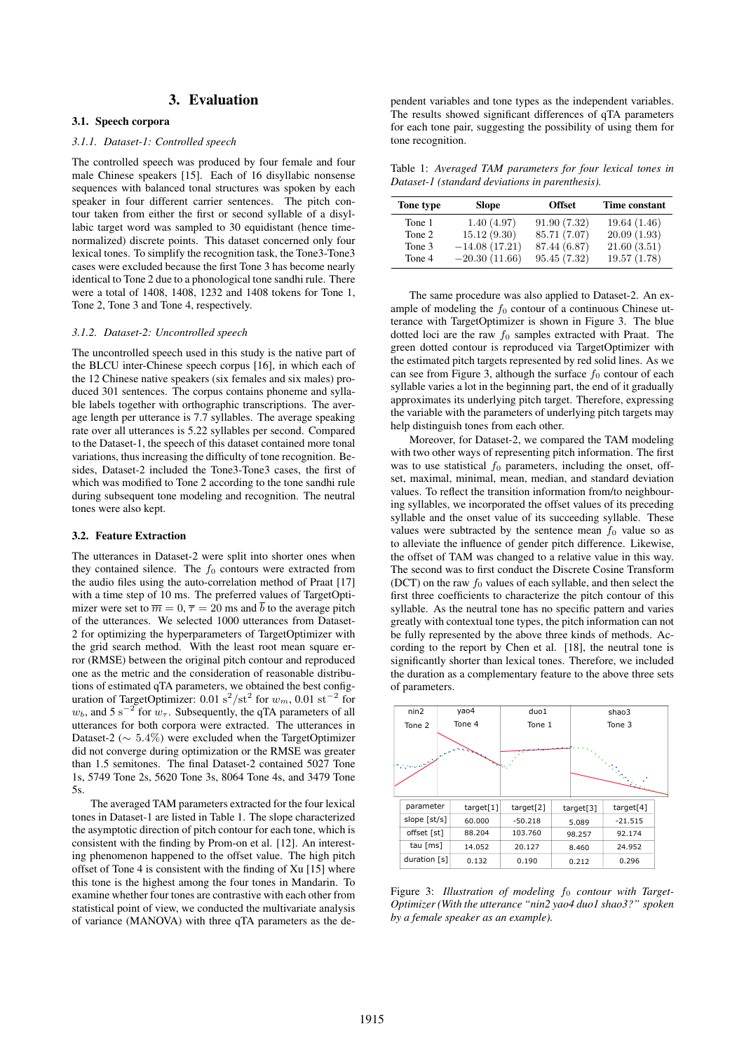## 3. Evaluation

### 3.1. Speech corpora

#### 3.1.1. Dataset-1: Controlled speech

The controlled speech was produced by four female and four male Chinese speakers [15]. Each of 16 disyllabic nonsense sequences with balanced tonal structures was spoken by each speaker in four different carrier sentences. The pitch contour taken from either the first or second syllable of a disyllabic target word was sampled to 30 equidistant (hence time-normalized) discrete points. This dataset concerned only four lexical tones. To simplify the recognition task, the Tone3-Tone3 cases were excluded because the first Tone 3 has become nearly identical to Tone 2 due to a phonological tone sandhi rule. There were a total of 1408, 1408, 1232 and 1408 tokens for Tone 1, Tone 2, Tone 3 and Tone 4, respectively.

#### 3.1.2. Dataset-2: Uncontrolled speech

The uncontrolled speech used in this study is the native part of the BLCU inter-Chinese speech corpus [16], in which each of the 12 Chinese native speakers (six females and six males) produced 301 sentences. The corpus contains phoneme and syllable labels together with orthographic transcriptions. The average length per utterance is 7.7 syllables. The average speaking rate over all utterances is 5.22 syllables per second. Compared to the Dataset-1, the speech of this dataset contained more tonal variations, thus increasing the difficulty of tone recognition. Besides, Dataset-2 included the Tone3-Tone3 cases, the first of which was modified to Tone 2 according to the tone sandhi rule during subsequent tone modeling and recognition. The neutral tones were also kept.

### 3.2. Feature Extraction

The utterances in Dataset-2 were split into shorter ones when they contained silence. The $f_0$ contours were extracted from the audio files using the auto-correlation method of Praat [17] with a time step of 10 ms. The preferred values of TargetOptimizer were set to $\overline{m} = 0$, $\overline{\tau} = 20$ ms and $\overline{b}$ to the average pitch of the utterances. We selected 1000 utterances from Dataset-2 for optimizing the hyperparameters of TargetOptimizer with the grid search method. With the least root mean square error (RMSE) between the original pitch contour and reproduced one as the metric and the consideration of reasonable distributions of estimated qTA parameters, we obtained the best configuration of TargetOptimizer: 0.01 $\text{s}^2/\text{st}^2$ for $w_m$, 0.01 $\text{st}^{-2}$ for $w_b$, and 5 $\text{s}^{-2}$ for $w_\tau$. Subsequently, the qTA parameters of all utterances for both corpora were extracted. The utterances in Dataset-2 ($\sim 5.4\%$) were excluded when the TargetOptimizer did not converge during optimization or the RMSE was greater than 1.5 semitones. The final Dataset-2 contained 5027 Tone 1s, 5749 Tone 2s, 5620 Tone 3s, 8064 Tone 4s, and 3479 Tone 5s.

The averaged TAM parameters extracted for the four lexical tones in Dataset-1 are listed in Table 1. The slope characterized the asymptotic direction of pitch contour for each tone, which is consistent with the finding by Prom-on et al. [12]. An interesting phenomenon happened to the offset value. The high pitch offset of Tone 4 is consistent with the finding of Xu [15] where this tone is the highest among the four tones in Mandarin. To examine whether four tones are contrastive with each other from statistical point of view, we conducted the multivariate analysis of variance (MANOVA) with three qTA parameters as the dependent variables and tone types as the independent variables. The results showed significant differences of qTA parameters for each tone pair, suggesting the possibility of using them for tone recognition.

Table 1: *Averaged TAM parameters for four lexical tones in Dataset-1 (standard deviations in parenthesis).*

| Tone type | Slope | Offset | Time constant |
|---|---|---|---|
| Tone 1 | 1.40 (4.97) | 91.90 (7.32) | 19.64 (1.46) |
| Tone 2 | 15.12 (9.30) | 85.71 (7.07) | 20.09 (1.93) |
| Tone 3 | −14.08 (17.21) | 87.44 (6.87) | 21.60 (3.51) |
| Tone 4 | −20.30 (11.66) | 95.45 (7.32) | 19.57 (1.78) |

The same procedure was also applied to Dataset-2. An example of modeling the $f_0$ contour of a continuous Chinese utterance with TargetOptimizer is shown in Figure 3. The blue dotted loci are the raw $f_0$ samples extracted with Praat. The green dotted contour is reproduced via TargetOptimizer with the estimated pitch targets represented by red solid lines. As we can see from Figure 3, although the surface $f_0$ contour of each syllable varies a lot in the beginning part, the end of it gradually approximates its underlying pitch target. Therefore, expressing the variable with the parameters of underlying pitch targets may help distinguish tones from each other.

Moreover, for Dataset-2, we compared the TAM modeling with two other ways of representing pitch information. The first was to use statistical $f_0$ parameters, including the onset, offset, maximal, minimal, mean, median, and standard deviation values. To reflect the transition information from/to neighbouring syllables, we incorporated the offset values of its preceding syllable and the onset value of its succeeding syllable. These values were subtracted by the sentence mean $f_0$ value so as to alleviate the influence of gender pitch difference. Likewise, the offset of TAM was changed to a relative value in this way. The second was to first conduct the Discrete Cosine Transform (DCT) on the raw $f_0$ values of each syllable, and then select the first three coefficients to characterize the pitch contour of this syllable. As the neutral tone has no specific pattern and varies greatly with contextual tone types, the pitch information can not be fully represented by the above three kinds of methods. According to the report by Chen et al. [18], the neutral tone is significantly shorter than lexical tones. Therefore, we included the duration as a complementary feature to the above three sets of parameters.

| parameter | target[1] | target[2] | target[3] | target[4] |
|---|---|---|---|---|
| slope [st/s] | 60.000 | -50.218 | 5.089 | -21.515 |
| offset [st] | 88.204 | 103.760 | 98.257 | 92.174 |
| tau [ms] | 14.052 | 20.127 | 8.460 | 24.952 |
| duration [s] | 0.132 | 0.190 | 0.212 | 0.296 |

Figure 3: *Illustration of modeling $f_0$ contour with TargetOptimizer (With the utterance "nin2 yao4 duo1 shao3?" spoken by a female speaker as an example).*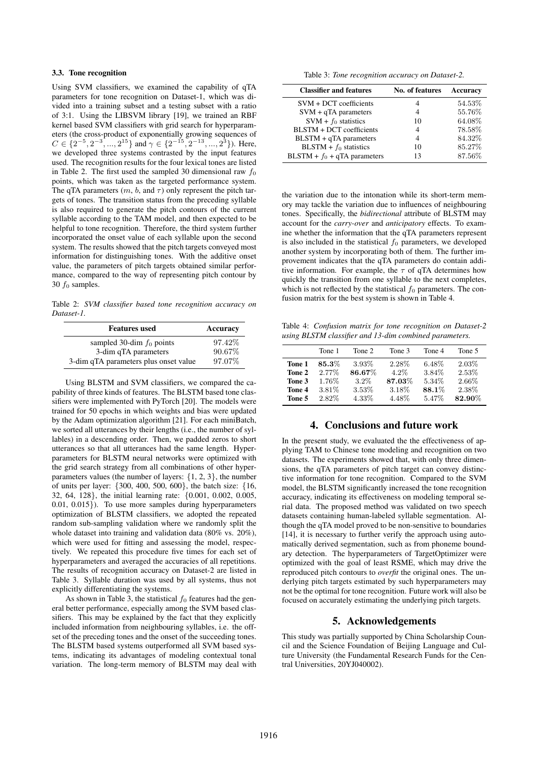### 3.3. Tone recognition

Using SVM classifiers, we examined the capability of qTA parameters for tone recognition on Dataset-1, which was divided into a training subset and a testing subset with a ratio of 3:1. Using the LIBSVM library [19], we trained an RBF kernel based SVM classifiers with grid search for hyperparameters (the cross-product of exponentially growing sequences of $C \in \{2^{-5}, 2^{-3}, ..., 2^{15}\}$ and $\gamma \in \{2^{-15}, 2^{-13}, ..., 2^{3}\}$). Here, we developed three systems contrasted by the input features used. The recognition results for the four lexical tones are listed in Table 2. The first used the sampled 30 dimensional raw $f_0$ points, which was taken as the targeted performance system. The qTA parameters ($m$, $b$, and $\tau$) only represent the pitch targets of tones. The transition status from the preceding syllable is also required to generate the pitch contours of the current syllable according to the TAM model, and then expected to be helpful to tone recognition. Therefore, the third system further incorporated the onset value of each syllable upon the second system. The results showed that the pitch targets conveyed most information for distinguishing tones. With the additive onset value, the parameters of pitch targets obtained similar performance, compared to the way of representing pitch contour by 30 $f_0$ samples.

Table 2: *SVM classifier based tone recognition accuracy on Dataset-1.*

| Features used | Accuracy |
|---|---|
| sampled 30-dim $f_0$ points | 97.42% |
| 3-dim qTA parameters | 90.67% |
| 3-dim qTA parameters plus onset value | 97.07% |

Using BLSTM and SVM classifiers, we compared the capability of three kinds of features. The BLSTM based tone classifiers were implemented with PyTorch [20]. The models were trained for 50 epochs in which weights and bias were updated by the Adam optimization algorithm [21]. For each miniBatch, we sorted all utterances by their lengths (i.e., the number of syllables) in a descending order. Then, we padded zeros to short utterances so that all utterances had the same length. Hyperparameters for BLSTM neural networks were optimized with the grid search strategy from all combinations of other hyperparameters values (the number of layers: {1, 2, 3}, the number of units per layer: {300, 400, 500, 600}, the batch size: {16, 32, 64, 128}, the initial learning rate: {0.001, 0.002, 0.005, 0.01, 0.015}). To use more samples during hyperparameters optimization of BLSTM classifiers, we adopted the repeated random sub-sampling validation where we randomly split the whole dataset into training and validation data (80% vs. 20%), which were used for fitting and assessing the model, respectively. We repeated this procedure five times for each set of hyperparameters and averaged the accuracies of all repetitions. The results of recognition accuracy on Dataset-2 are listed in Table 3. Syllable duration was used by all systems, thus not explicitly differentiating the systems.

As shown in Table 3, the statistical $f_0$ features had the general better performance, especially among the SVM based classifiers. This may be explained by the fact that they explicitly included information from neighbouring syllables, i.e. the offset of the preceding tones and the onset of the succeeding tones. The BLSTM based systems outperformed all SVM based systems, indicating its advantages of modeling contextual tonal variation. The long-term memory of BLSTM may deal with

Table 3: *Tone recognition accuracy on Dataset-2.*

| Classifier and features | No. of features | Accuracy |
|---|---|---|
| SVM + DCT coefficients | 4 | 54.53% |
| SVM + qTA parameters | 4 | 55.76% |
| SVM + $f_0$ statistics | 10 | 64.08% |
| BLSTM + DCT coefficients | 4 | 78.58% |
| BLSTM + qTA parameters | 4 | 84.32% |
| BLSTM + $f_0$ statistics | 10 | 85.27% |
| BLSTM + $f_0$ + qTA parameters | 13 | 87.56% |

the variation due to the intonation while its short-term memory may tackle the variation due to influences of neighbouring tones. Specifically, the *bidirectional* attribute of BLSTM may account for the *carry-over* and *anticipatory* effects. To examine whether the information that the qTA parameters represent is also included in the statistical $f_0$ parameters, we developed another system by incorporating both of them. The further improvement indicates that the qTA parameters do contain additive information. For example, the $\tau$ of qTA determines how quickly the transition from one syllable to the next completes, which is not reflected by the statistical $f_0$ parameters. The confusion matrix for the best system is shown in Table 4.

Table 4: *Confusion matrix for tone recognition on Dataset-2 using BLSTM classifier and 13-dim combined parameters.*

| | Tone 1 | Tone 2 | Tone 3 | Tone 4 | Tone 5 |
|---|---|---|---|---|---|
| **Tone 1** | **85.3%** | 3.93% | 2.28% | 6.48% | 2.03% |
| **Tone 2** | 2.77% | **86.67%** | 4.2% | 3.84% | 2.53% |
| **Tone 3** | 1.76% | 3.2% | **87.03%** | 5.34% | 2.66% |
| **Tone 4** | 3.81% | 3.53% | 3.18% | **88.1%** | 2.38% |
| **Tone 5** | 2.82% | 4.33% | 4.48% | 5.47% | **82.90%** |

## 4. Conclusions and future work

In the present study, we evaluated the the effectiveness of applying TAM to Chinese tone modeling and recognition on two datasets. The experiments showed that, with only three dimensions, the qTA parameters of pitch target can convey distinctive information for tone recognition. Compared to the SVM model, the BLSTM significantly increased the tone recognition accuracy, indicating its effectiveness on modeling temporal serial data. The proposed method was validated on two speech datasets containing human-labeled syllable segmentation. Although the qTA model proved to be non-sensitive to boundaries [14], it is necessary to further verify the approach using automatically derived segmentation, such as from phoneme boundary detection. The hyperparameters of TargetOptimizer were optimized with the goal of least RSME, which may drive the reproduced pitch contours to *overfit* the original ones. The underlying pitch targets estimated by such hyperparameters may not be the optimal for tone recognition. Future work will also be focused on accurately estimating the underlying pitch targets.

## 5. Acknowledgements

This study was partially supported by China Scholarship Council and the Science Foundation of Beijing Language and Culture University (the Fundamental Research Funds for the Central Universities, 20YJ040002).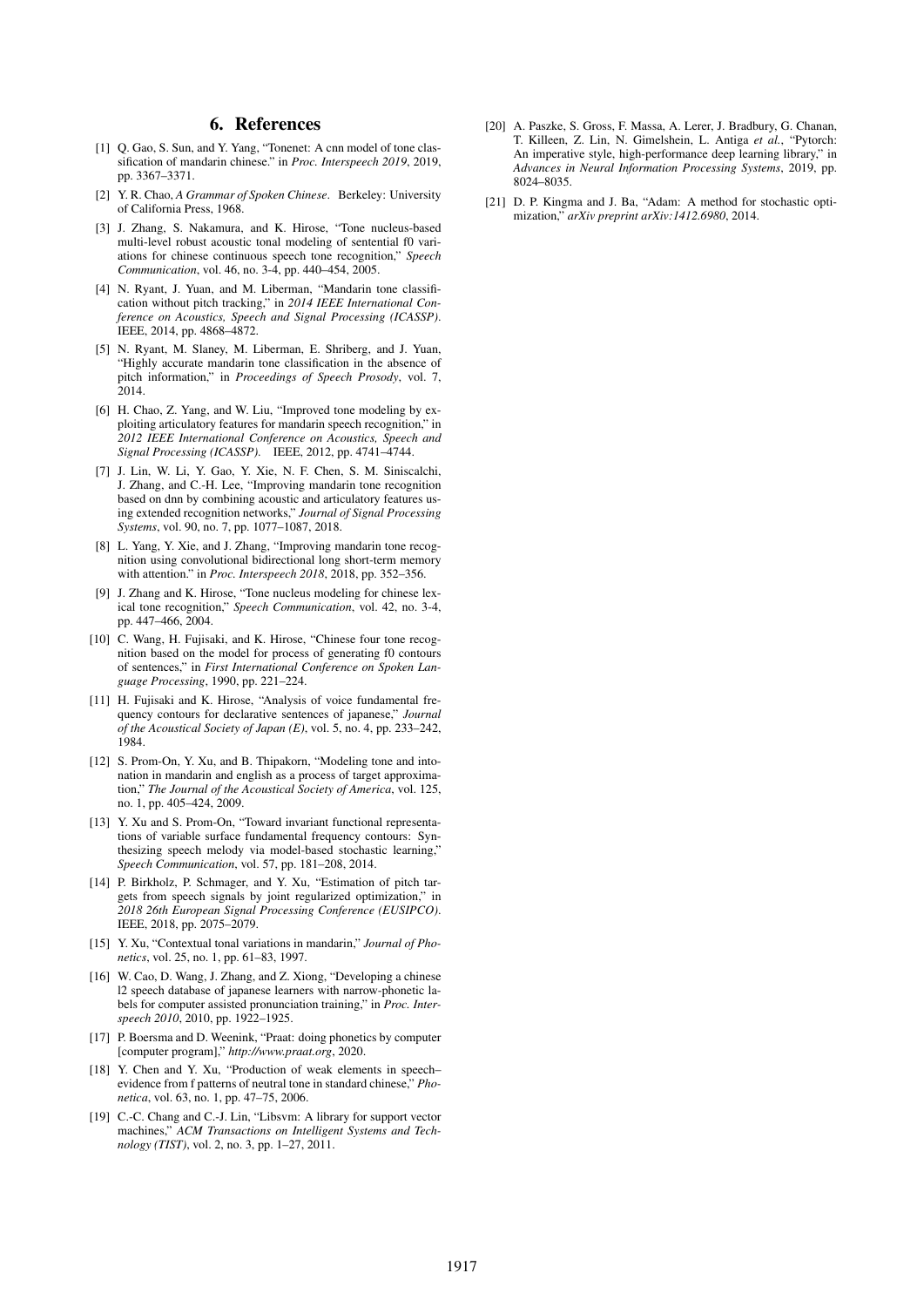## 6. References

[1] Q. Gao, S. Sun, and Y. Yang, "Tonenet: A cnn model of tone classification of mandarin chinese." in *Proc. Interspeech 2019*, 2019, pp. 3367–3371.

[2] Y. R. Chao, *A Grammar of Spoken Chinese*. Berkeley: University of California Press, 1968.

[3] J. Zhang, S. Nakamura, and K. Hirose, "Tone nucleus-based multi-level robust acoustic tonal modeling of sentential f0 variations for chinese continuous speech tone recognition," *Speech Communication*, vol. 46, no. 3-4, pp. 440–454, 2005.

[4] N. Ryant, J. Yuan, and M. Liberman, "Mandarin tone classification without pitch tracking," in *2014 IEEE International Conference on Acoustics, Speech and Signal Processing (ICASSP)*. IEEE, 2014, pp. 4868–4872.

[5] N. Ryant, M. Slaney, M. Liberman, E. Shriberg, and J. Yuan, "Highly accurate mandarin tone classification in the absence of pitch information," in *Proceedings of Speech Prosody*, vol. 7, 2014.

[6] H. Chao, Z. Yang, and W. Liu, "Improved tone modeling by exploiting articulatory features for mandarin speech recognition," in *2012 IEEE International Conference on Acoustics, Speech and Signal Processing (ICASSP)*. IEEE, 2012, pp. 4741–4744.

[7] J. Lin, W. Li, Y. Gao, Y. Xie, N. F. Chen, S. M. Siniscalchi, J. Zhang, and C.-H. Lee, "Improving mandarin tone recognition based on dnn by combining acoustic and articulatory features using extended recognition networks," *Journal of Signal Processing Systems*, vol. 90, no. 7, pp. 1077–1087, 2018.

[8] L. Yang, Y. Xie, and J. Zhang, "Improving mandarin tone recognition using convolutional bidirectional long short-term memory with attention." in *Proc. Interspeech 2018*, 2018, pp. 352–356.

[9] J. Zhang and K. Hirose, "Tone nucleus modeling for chinese lexical tone recognition," *Speech Communication*, vol. 42, no. 3-4, pp. 447–466, 2004.

[10] C. Wang, H. Fujisaki, and K. Hirose, "Chinese four tone recognition based on the model for process of generating f0 contours of sentences," in *First International Conference on Spoken Language Processing*, 1990, pp. 221–224.

[11] H. Fujisaki and K. Hirose, "Analysis of voice fundamental frequency contours for declarative sentences of japanese," *Journal of the Acoustical Society of Japan (E)*, vol. 5, no. 4, pp. 233–242, 1984.

[12] S. Prom-On, Y. Xu, and B. Thipakorn, "Modeling tone and intonation in mandarin and english as a process of target approximation," *The Journal of the Acoustical Society of America*, vol. 125, no. 1, pp. 405–424, 2009.

[13] Y. Xu and S. Prom-On, "Toward invariant functional representations of variable surface fundamental frequency contours: Synthesizing speech melody via model-based stochastic learning," *Speech Communication*, vol. 57, pp. 181–208, 2014.

[14] P. Birkholz, P. Schmager, and Y. Xu, "Estimation of pitch targets from speech signals by joint regularized optimization," in *2018 26th European Signal Processing Conference (EUSIPCO)*. IEEE, 2018, pp. 2075–2079.

[15] Y. Xu, "Contextual tonal variations in mandarin," *Journal of Phonetics*, vol. 25, no. 1, pp. 61–83, 1997.

[16] W. Cao, D. Wang, J. Zhang, and Z. Xiong, "Developing a chinese l2 speech database of japanese learners with narrow-phonetic labels for computer assisted pronunciation training," in *Proc. Interspeech 2010*, 2010, pp. 1922–1925.

[17] P. Boersma and D. Weenink, "Praat: doing phonetics by computer [computer program]," *http://www.praat.org*, 2020.

[18] Y. Chen and Y. Xu, "Production of weak elements in speech–evidence from f patterns of neutral tone in standard chinese," *Phonetica*, vol. 63, no. 1, pp. 47–75, 2006.

[19] C.-C. Chang and C.-J. Lin, "Libsvm: A library for support vector machines," *ACM Transactions on Intelligent Systems and Technology (TIST)*, vol. 2, no. 3, pp. 1–27, 2011.

[20] A. Paszke, S. Gross, F. Massa, A. Lerer, J. Bradbury, G. Chanan, T. Killeen, Z. Lin, N. Gimelshein, L. Antiga *et al.*, "Pytorch: An imperative style, high-performance deep learning library," in *Advances in Neural Information Processing Systems*, 2019, pp. 8024–8035.

[21] D. P. Kingma and J. Ba, "Adam: A method for stochastic optimization," *arXiv preprint arXiv:1412.6980*, 2014.